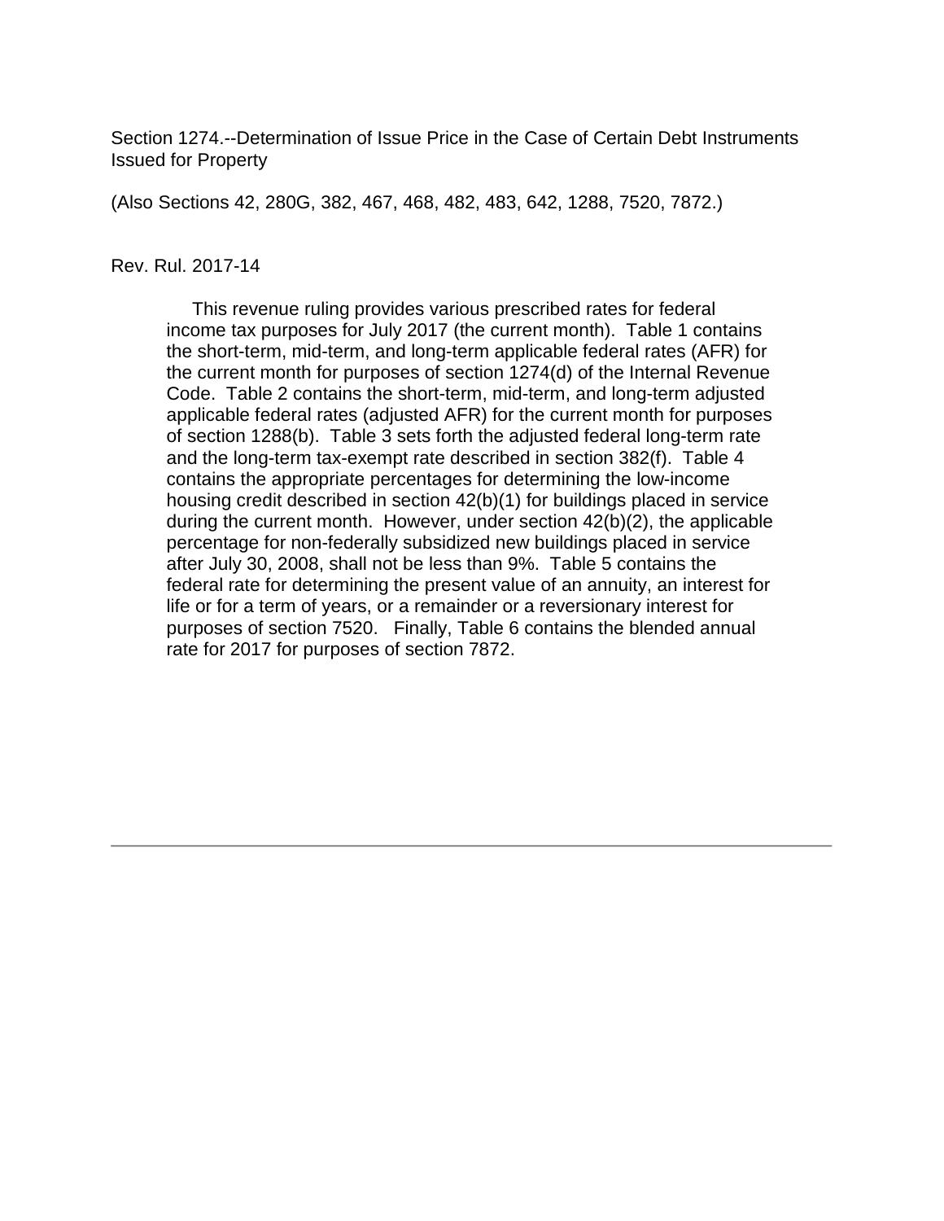Section 1274.--Determination of Issue Price in the Case of Certain Debt Instruments Issued for Property

(Also Sections 42, 280G, 382, 467, 468, 482, 483, 642, 1288, 7520, 7872.)

Rev. Rul. 2017-14

This revenue ruling provides various prescribed rates for federal income tax purposes for July 2017 (the current month). Table 1 contains the short-term, mid-term, and long-term applicable federal rates (AFR) for the current month for purposes of section 1274(d) of the Internal Revenue Code. Table 2 contains the short-term, mid-term, and long-term adjusted applicable federal rates (adjusted AFR) for the current month for purposes of section 1288(b). Table 3 sets forth the adjusted federal long-term rate and the long-term tax-exempt rate described in section 382(f). Table 4 contains the appropriate percentages for determining the low-income housing credit described in section 42(b)(1) for buildings placed in service during the current month. However, under section 42(b)(2), the applicable percentage for non-federally subsidized new buildings placed in service after July 30, 2008, shall not be less than 9%. Table 5 contains the federal rate for determining the present value of an annuity, an interest for life or for a term of years, or a remainder or a reversionary interest for purposes of section 7520. Finally, Table 6 contains the blended annual rate for 2017 for purposes of section 7872.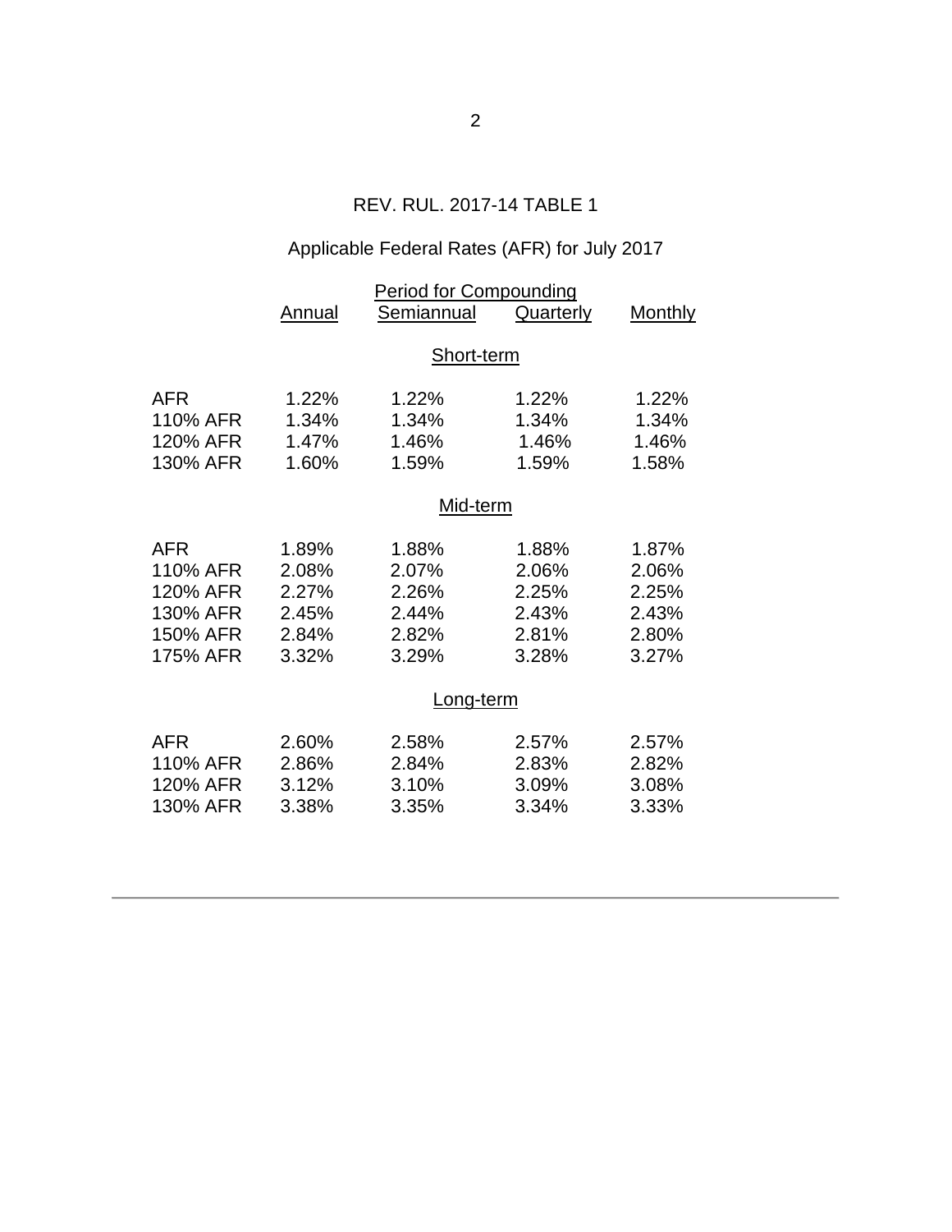REV. RUL. 2017-14 TABLE 1

Applicable Federal Rates (AFR) for July 2017

| | Period for Compounding | | | |
|---|---|---|---|---|
| | Annual | Semiannual | Quarterly | Monthly |
| | | **Short-term** | | |
| AFR | 1.22% | 1.22% | 1.22% | 1.22% |
| 110% AFR | 1.34% | 1.34% | 1.34% | 1.34% |
| 120% AFR | 1.47% | 1.46% | 1.46% | 1.46% |
| 130% AFR | 1.60% | 1.59% | 1.59% | 1.58% |
| | | **Mid-term** | | |
| AFR | 1.89% | 1.88% | 1.88% | 1.87% |
| 110% AFR | 2.08% | 2.07% | 2.06% | 2.06% |
| 120% AFR | 2.27% | 2.26% | 2.25% | 2.25% |
| 130% AFR | 2.45% | 2.44% | 2.43% | 2.43% |
| 150% AFR | 2.84% | 2.82% | 2.81% | 2.80% |
| 175% AFR | 3.32% | 3.29% | 3.28% | 3.27% |
| | | **Long-term** | | |
| AFR | 2.60% | 2.58% | 2.57% | 2.57% |
| 110% AFR | 2.86% | 2.84% | 2.83% | 2.82% |
| 120% AFR | 3.12% | 3.10% | 3.09% | 3.08% |
| 130% AFR | 3.38% | 3.35% | 3.34% | 3.33% |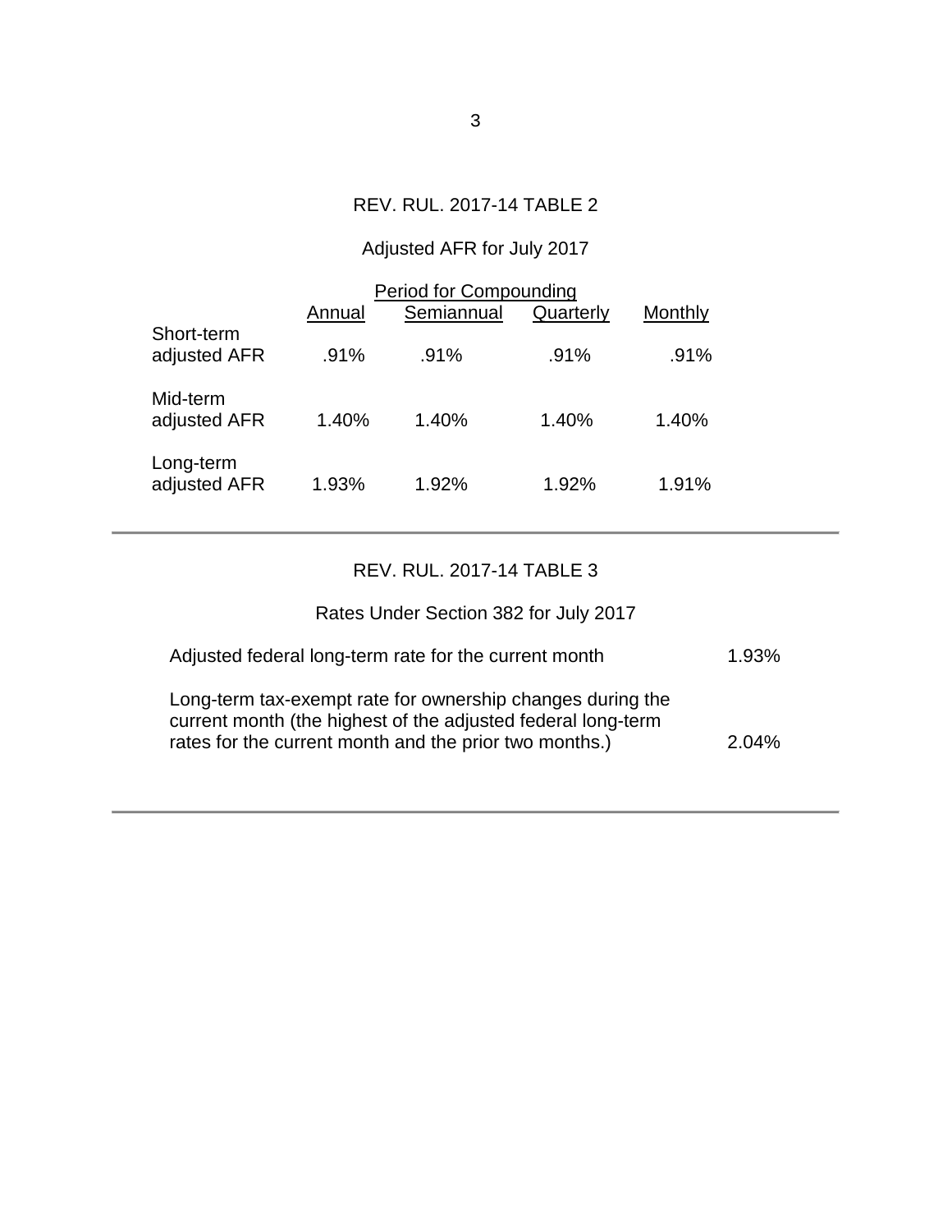REV. RUL. 2017-14 TABLE 2

Adjusted AFR for July 2017

| | Period for Compounding | | | |
|---|---|---|---|---|
| | Annual | Semiannual | Quarterly | Monthly |
| Short-term adjusted AFR | .91% | .91% | .91% | .91% |
| Mid-term adjusted AFR | 1.40% | 1.40% | 1.40% | 1.40% |
| Long-term adjusted AFR | 1.93% | 1.92% | 1.92% | 1.91% |

---

REV. RUL. 2017-14 TABLE 3

Rates Under Section 382 for July 2017

| | |
|---|---|
| Adjusted federal long-term rate for the current month | 1.93% |
| Long-term tax-exempt rate for ownership changes during the current month (the highest of the adjusted federal long-term rates for the current month and the prior two months.) | 2.04% |

---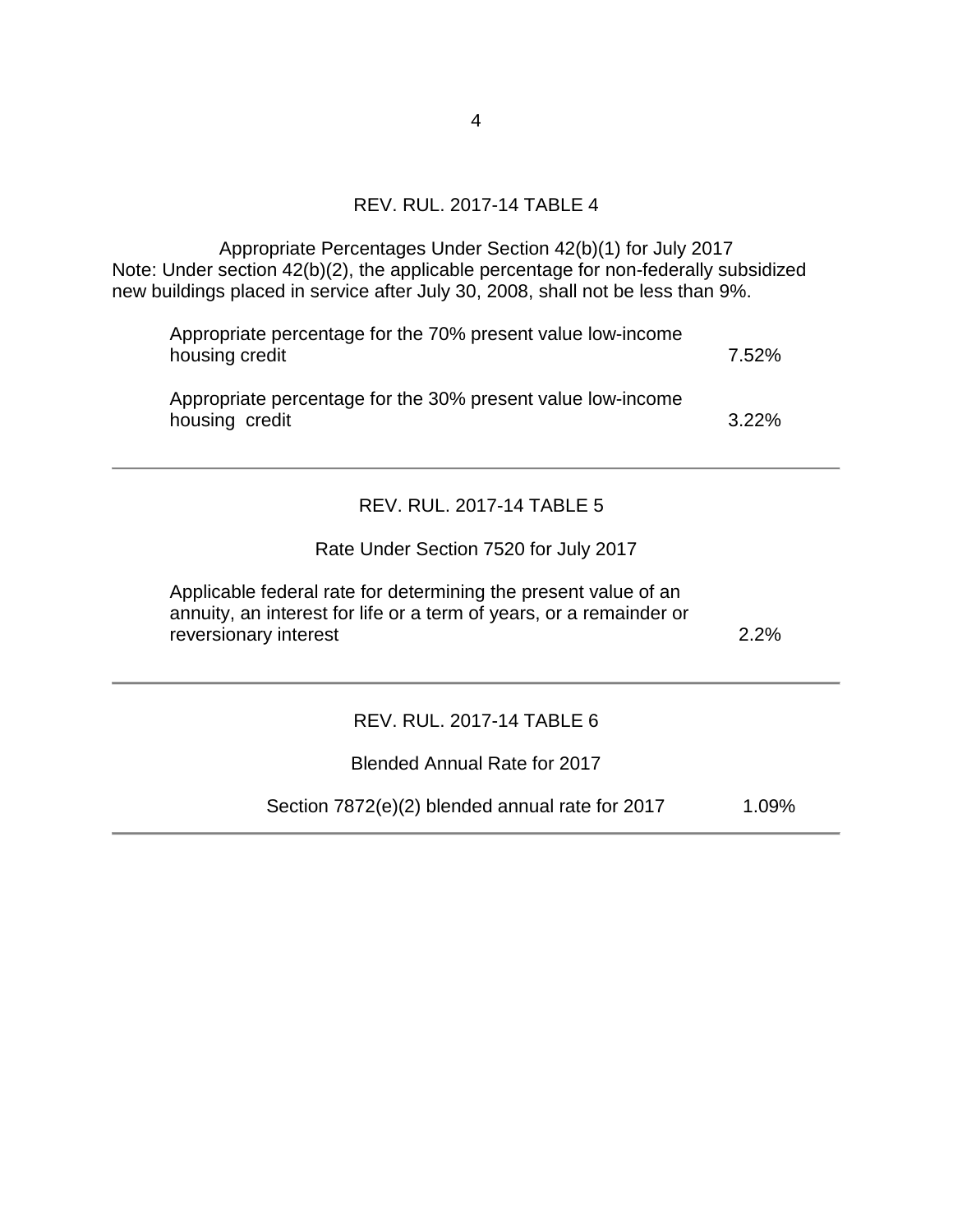## REV. RUL. 2017-14 TABLE 4

Appropriate Percentages Under Section 42(b)(1) for July 2017

Note: Under section 42(b)(2), the applicable percentage for non-federally subsidized new buildings placed in service after July 30, 2008, shall not be less than 9%.

| | |
|---|---|
| Appropriate percentage for the 70% present value low-income housing credit | 7.52% |
| Appropriate percentage for the 30% present value low-income housing credit | 3.22% |

## REV. RUL. 2017-14 TABLE 5

Rate Under Section 7520 for July 2017

| | |
|---|---|
| Applicable federal rate for determining the present value of an annuity, an interest for life or a term of years, or a remainder or reversionary interest | 2.2% |

## REV. RUL. 2017-14 TABLE 6

Blended Annual Rate for 2017

| | |
|---|---|
| Section 7872(e)(2) blended annual rate for 2017 | 1.09% |